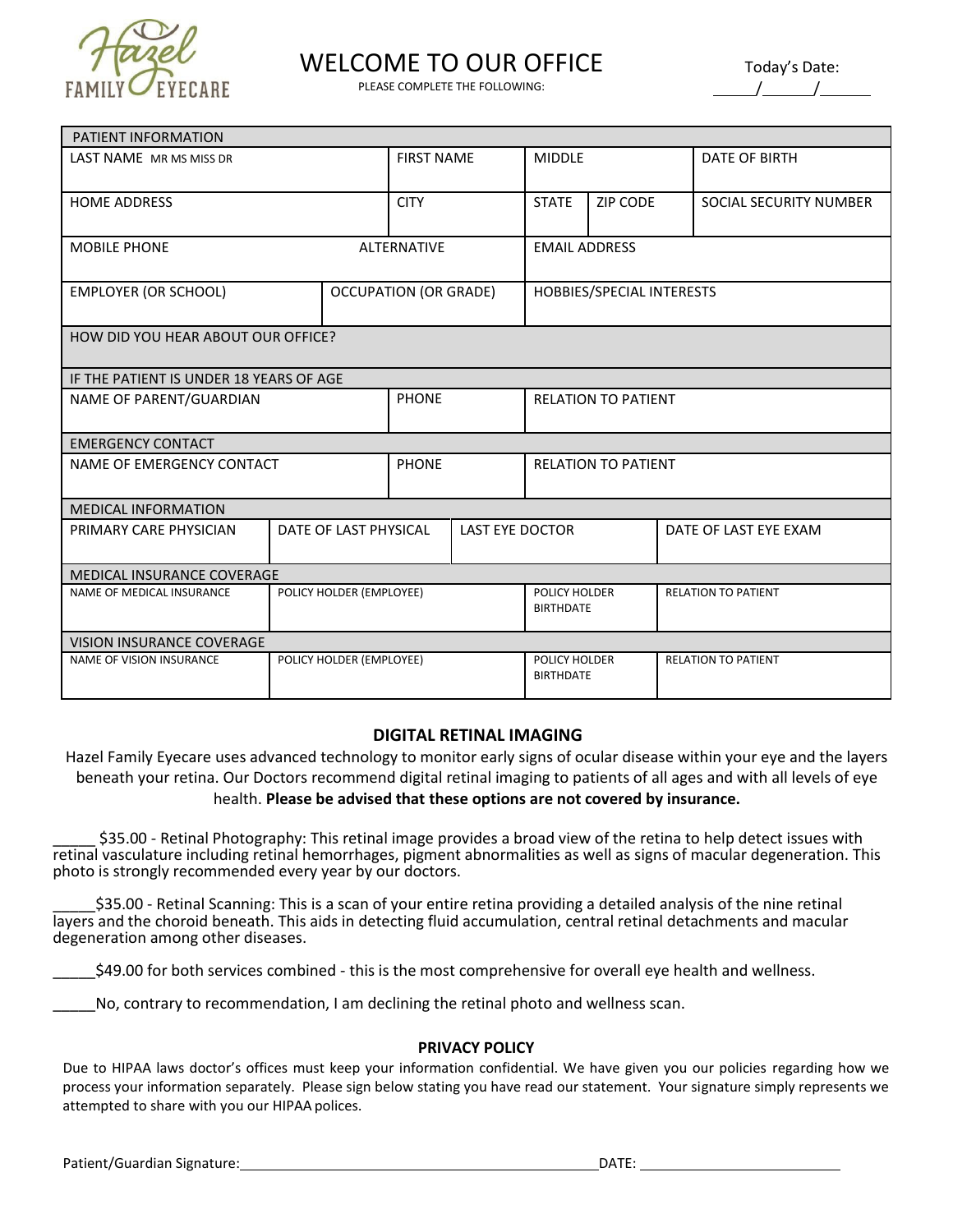Hazel FAMILY EYECARE

# WELCOME TO OUR OFFICE

PLEASE COMPLETE THE FOLLOWING:

Today's Date: _____/_____/_____

| PATIENT INFORMATION | | | | |
|---|---|---|---|---|
| LAST NAME MR MS MISS DR | FIRST NAME | MIDDLE | | DATE OF BIRTH |
| HOME ADDRESS | CITY | STATE | ZIP CODE | SOCIAL SECURITY NUMBER |
| MOBILE PHONE | ALTERNATIVE | EMAIL ADDRESS | | |
| EMPLOYER (OR SCHOOL) | OCCUPATION (OR GRADE) | HOBBIES/SPECIAL INTERESTS | | |
| HOW DID YOU HEAR ABOUT OUR OFFICE? | | | | |
| IF THE PATIENT IS UNDER 18 YEARS OF AGE | | | | |
| NAME OF PARENT/GUARDIAN | PHONE | RELATION TO PATIENT | | |
| EMERGENCY CONTACT | | | | |
| NAME OF EMERGENCY CONTACT | PHONE | RELATION TO PATIENT | | |

| MEDICAL INFORMATION | | | |
|---|---|---|---|
| PRIMARY CARE PHYSICIAN | DATE OF LAST PHYSICAL | LAST EYE DOCTOR | DATE OF LAST EYE EXAM |
| MEDICAL INSURANCE COVERAGE | | | |
| NAME OF MEDICAL INSURANCE | POLICY HOLDER (EMPLOYEE) | POLICY HOLDER BIRTHDATE | RELATION TO PATIENT |
| VISION INSURANCE COVERAGE | | | |
| NAME OF VISION INSURANCE | POLICY HOLDER (EMPLOYEE) | POLICY HOLDER BIRTHDATE | RELATION TO PATIENT |

## DIGITAL RETINAL IMAGING

Hazel Family Eyecare uses advanced technology to monitor early signs of ocular disease within your eye and the layers beneath your retina. Our Doctors recommend digital retinal imaging to patients of all ages and with all levels of eye health. **Please be advised that these options are not covered by insurance.**

_____ $35.00 - Retinal Photography: This retinal image provides a broad view of the retina to help detect issues with retinal vasculature including retinal hemorrhages, pigment abnormalities as well as signs of macular degeneration. This photo is strongly recommended every year by our doctors.

_____$35.00 - Retinal Scanning: This is a scan of your entire retina providing a detailed analysis of the nine retinal layers and the choroid beneath. This aids in detecting fluid accumulation, central retinal detachments and macular degeneration among other diseases.

_____$49.00 for both services combined - this is the most comprehensive for overall eye health and wellness.

_____No, contrary to recommendation, I am declining the retinal photo and wellness scan.

## PRIVACY POLICY

Due to HIPAA laws doctor's offices must keep your information confidential. We have given you our policies regarding how we process your information separately. Please sign below stating you have read our statement. Your signature simply represents we attempted to share with you our HIPAA polices.

Patient/Guardian Signature:______________________________ DATE: ____________________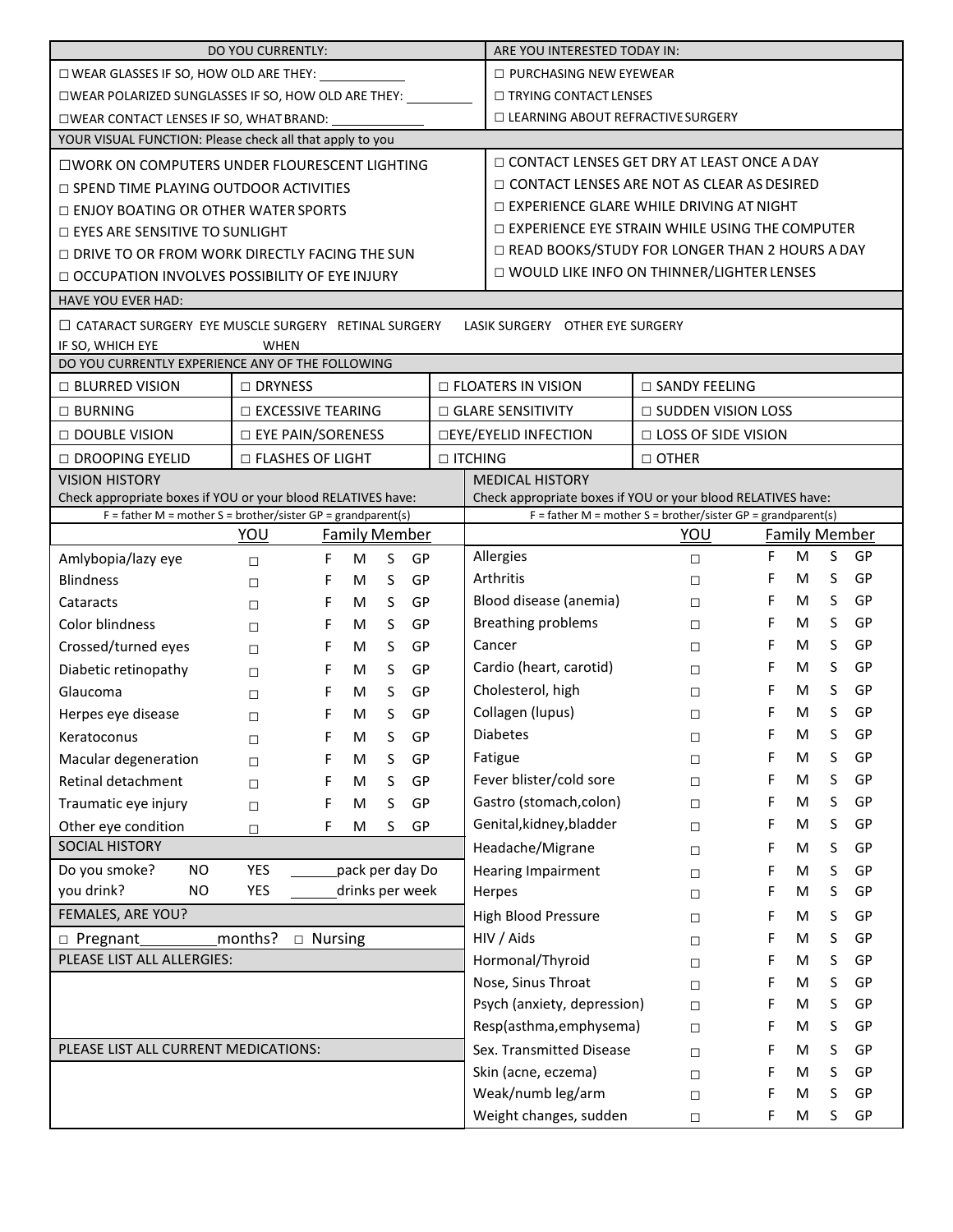| DO YOU CURRENTLY: | ARE YOU INTERESTED TODAY IN: |
|---|---|
| ☐ WEAR GLASSES IF SO, HOW OLD ARE THEY: ____________ | ☐ PURCHASING NEW EYEWEAR |
| ☐WEAR POLARIZED SUNGLASSES IF SO, HOW OLD ARE THEY: _________ | ☐ TRYING CONTACT LENSES |
| ☐WEAR CONTACT LENSES IF SO, WHAT BRAND: _____________ | ☐ LEARNING ABOUT REFRACTIVE SURGERY |

**YOUR VISUAL FUNCTION: Please check all that apply to you**

| | |
|---|---|
| ☐WORK ON COMPUTERS UNDER FLOURESCENT LIGHTING | ☐ CONTACT LENSES GET DRY AT LEAST ONCE A DAY |
| ☐ SPEND TIME PLAYING OUTDOOR ACTIVITIES | ☐ CONTACT LENSES ARE NOT AS CLEAR AS DESIRED |
| ☐ ENJOY BOATING OR OTHER WATER SPORTS | ☐ EXPERIENCE GLARE WHILE DRIVING AT NIGHT |
| ☐ EYES ARE SENSITIVE TO SUNLIGHT | ☐ EXPERIENCE EYE STRAIN WHILE USING THE COMPUTER |
| ☐ DRIVE TO OR FROM WORK DIRECTLY FACING THE SUN | ☐ READ BOOKS/STUDY FOR LONGER THAN 2 HOURS A DAY |
| ☐ OCCUPATION INVOLVES POSSIBILITY OF EYE INJURY | ☐ WOULD LIKE INFO ON THINNER/LIGHTER LENSES |

**HAVE YOU EVER HAD:**

☐ CATARACT SURGERY EYE MUSCLE SURGERY RETINAL SURGERY LASIK SURGERY OTHER EYE SURGERY
IF SO, WHICH EYE WHEN

**DO YOU CURRENTLY EXPERIENCE ANY OF THE FOLLOWING**

| | | | |
|---|---|---|---|
| ☐ BLURRED VISION | ☐ DRYNESS | ☐ FLOATERS IN VISION | ☐ SANDY FEELING |
| ☐ BURNING | ☐ EXCESSIVE TEARING | ☐ GLARE SENSITIVITY | ☐ SUDDEN VISION LOSS |
| ☐ DOUBLE VISION | ☐ EYE PAIN/SORENESS | ☐EYE/EYELID INFECTION | ☐ LOSS OF SIDE VISION |
| ☐ DROOPING EYELID | ☐ FLASHES OF LIGHT | ☐ ITCHING | ☐ OTHER |

**VISION HISTORY**
Check appropriate boxes if YOU or your blood RELATIVES have:
F = father M = mother S = brother/sister GP = grandparent(s)

| | YOU | Family Member | | | |
|---|---|---|---|---|---|
| Amlybopia/lazy eye | ☐ | F | M | S | GP |
| Blindness | ☐ | F | M | S | GP |
| Cataracts | ☐ | F | M | S | GP |
| Color blindness | ☐ | F | M | S | GP |
| Crossed/turned eyes | ☐ | F | M | S | GP |
| Diabetic retinopathy | ☐ | F | M | S | GP |
| Glaucoma | ☐ | F | M | S | GP |
| Herpes eye disease | ☐ | F | M | S | GP |
| Keratoconus | ☐ | F | M | S | GP |
| Macular degeneration | ☐ | F | M | S | GP |
| Retinal detachment | ☐ | F | M | S | GP |
| Traumatic eye injury | ☐ | F | M | S | GP |
| Other eye condition | ☐ | F | M | S | GP |

**SOCIAL HISTORY**

Do you smoke? NO YES ______pack per day
Do you drink? NO YES ______drinks per week

**FEMALES, ARE YOU?**

☐ Pregnant_________months? ☐ Nursing

**PLEASE LIST ALL ALLERGIES:**

**PLEASE LIST ALL CURRENT MEDICATIONS:**

**MEDICAL HISTORY**
Check appropriate boxes if YOU or your blood RELATIVES have:
F = father M = mother S = brother/sister GP = grandparent(s)

| | YOU | Family Member | | | |
|---|---|---|---|---|---|
| Allergies | ☐ | F | M | S | GP |
| Arthritis | ☐ | F | M | S | GP |
| Blood disease (anemia) | ☐ | F | M | S | GP |
| Breathing problems | ☐ | F | M | S | GP |
| Cancer | ☐ | F | M | S | GP |
| Cardio (heart, carotid) | ☐ | F | M | S | GP |
| Cholesterol, high | ☐ | F | M | S | GP |
| Collagen (lupus) | ☐ | F | M | S | GP |
| Diabetes | ☐ | F | M | S | GP |
| Fatigue | ☐ | F | M | S | GP |
| Fever blister/cold sore | ☐ | F | M | S | GP |
| Gastro (stomach,colon) | ☐ | F | M | S | GP |
| Genital,kidney,bladder | ☐ | F | M | S | GP |
| Headache/Migrane | ☐ | F | M | S | GP |
| Hearing Impairment | ☐ | F | M | S | GP |
| Herpes | ☐ | F | M | S | GP |
| High Blood Pressure | ☐ | F | M | S | GP |
| HIV / Aids | ☐ | F | M | S | GP |
| Hormonal/Thyroid | ☐ | F | M | S | GP |
| Nose, Sinus Throat | ☐ | F | M | S | GP |
| Psych (anxiety, depression) | ☐ | F | M | S | GP |
| Resp(asthma,emphysema) | ☐ | F | M | S | GP |
| Sex. Transmitted Disease | ☐ | F | M | S | GP |
| Skin (acne, eczema) | ☐ | F | M | S | GP |
| Weak/numb leg/arm | ☐ | F | M | S | GP |
| Weight changes, sudden | ☐ | F | M | S | GP |